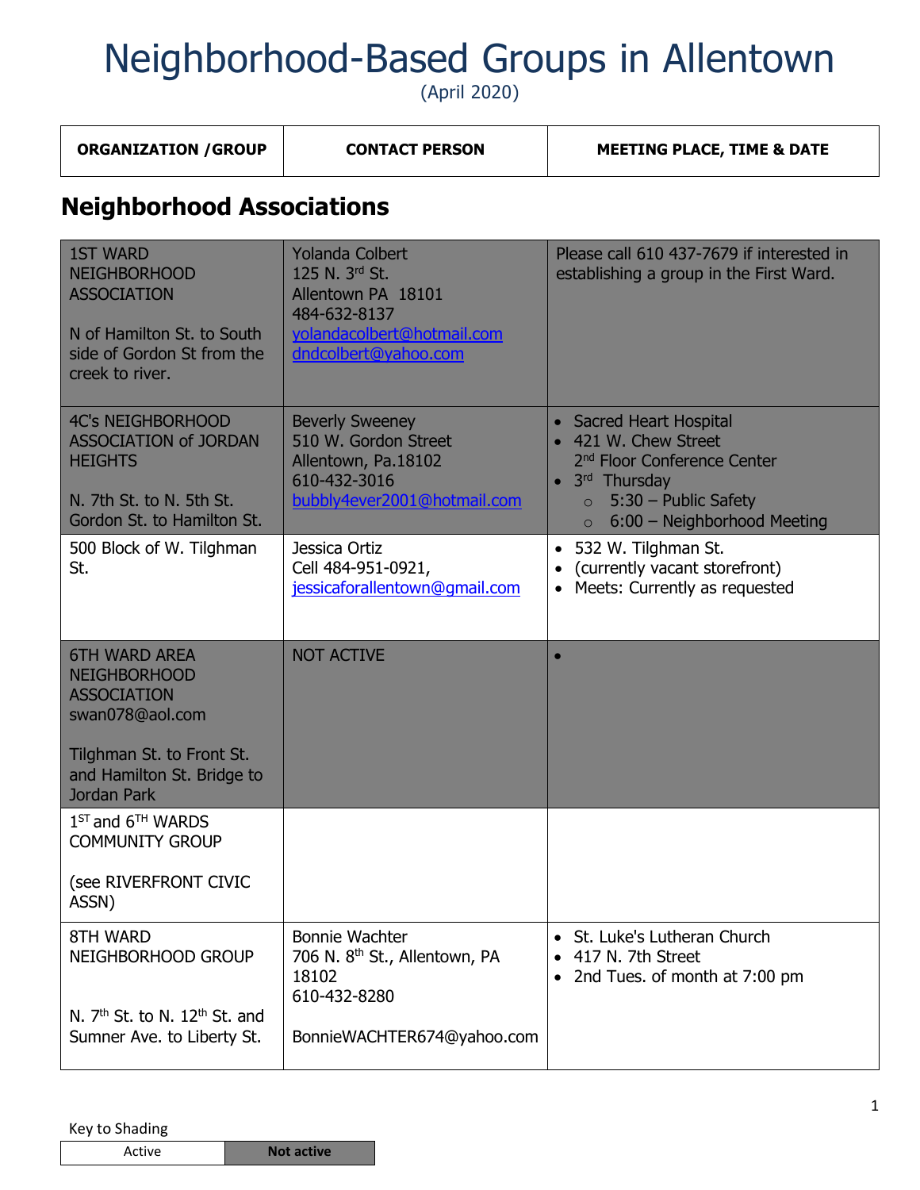# Neighborhood-Based Groups in Allentown

(April 2020)

| ORGANIZATION /GROUP | CONTACT PERSON | MEETING PLACE, TIME & DATE |
|---|---|---|

## Neighborhood Associations

| ORGANIZATION /GROUP | CONTACT PERSON | MEETING PLACE, TIME & DATE |
|---|---|---|
| 1ST WARD NEIGHBORHOOD ASSOCIATION<br><br>N of Hamilton St. to South side of Gordon St from the creek to river. | Yolanda Colbert<br>125 N. 3rd St.<br>Allentown PA 18101<br>484-632-8137<br>yolandacolbert@hotmail.com<br>dndcolbert@yahoo.com | Please call 610 437-7679 if interested in establishing a group in the First Ward. |
| 4C's NEIGHBORHOOD ASSOCIATION of JORDAN HEIGHTS<br><br>N. 7th St. to N. 5th St. Gordon St. to Hamilton St. | Beverly Sweeney<br>510 W. Gordon Street<br>Allentown, Pa.18102<br>610-432-3016<br>bubbly4ever2001@hotmail.com | • Sacred Heart Hospital<br>• 421 W. Chew Street 2nd Floor Conference Center<br>• 3rd Thursday<br>&nbsp;&nbsp;○ 5:30 – Public Safety<br>&nbsp;&nbsp;○ 6:00 – Neighborhood Meeting |
| 500 Block of W. Tilghman St. | Jessica Ortiz<br>Cell 484-951-0921, jessicaforallentown@gmail.com | • 532 W. Tilghman St.<br>• (currently vacant storefront)<br>• Meets: Currently as requested |
| 6TH WARD AREA NEIGHBORHOOD ASSOCIATION<br>swan078@aol.com<br><br>Tilghman St. to Front St. and Hamilton St. Bridge to Jordan Park | NOT ACTIVE | • |
| 1ST and 6TH WARDS COMMUNITY GROUP<br><br>(see RIVERFRONT CIVIC ASSN) | | |
| 8TH WARD NEIGHBORHOOD GROUP<br><br>N. 7th St. to N. 12th St. and Sumner Ave. to Liberty St. | Bonnie Wachter<br>706 N. 8th St., Allentown, PA 18102<br>610-432-8280<br><br>BonnieWACHTER674@yahoo.com | • St. Luke's Lutheran Church<br>• 417 N. 7th Street<br>• 2nd Tues. of month at 7:00 pm |

Key to Shading

| Active | **Not active** |
|---|---|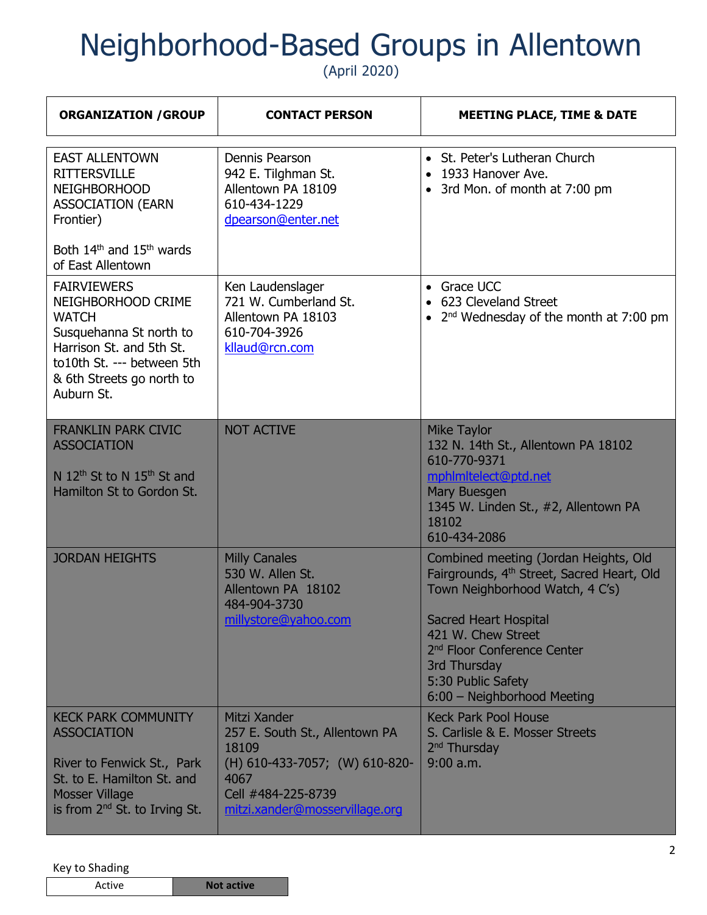# Neighborhood-Based Groups in Allentown

(April 2020)

| ORGANIZATION /GROUP | CONTACT PERSON | MEETING PLACE, TIME & DATE |
|---|---|---|
| EAST ALLENTOWN RITTERSVILLE NEIGHBORHOOD ASSOCIATION (EARN Frontier)<br><br>Both 14th and 15th wards of East Allentown | Dennis Pearson<br>942 E. Tilghman St.<br>Allentown PA 18109<br>610-434-1229<br>dpearson@enter.net | • St. Peter's Lutheran Church<br>• 1933 Hanover Ave.<br>• 3rd Mon. of month at 7:00 pm |
| FAIRVIEWERS NEIGHBORHOOD CRIME WATCH<br>Susquehanna St north to Harrison St. and 5th St. to10th St. --- between 5th & 6th Streets go north to Auburn St. | Ken Laudenslager<br>721 W. Cumberland St.<br>Allentown PA 18103<br>610-704-3926<br>kllaud@rcn.com | • Grace UCC<br>• 623 Cleveland Street<br>• 2nd Wednesday of the month at 7:00 pm |
| FRANKLIN PARK CIVIC ASSOCIATION<br><br>N 12th St to N 15th St and Hamilton St to Gordon St. | NOT ACTIVE | Mike Taylor<br>132 N. 14th St., Allentown PA 18102<br>610-770-9371<br>mphlmltelect@ptd.net<br>Mary Buesgen<br>1345 W. Linden St., #2, Allentown PA 18102<br>610-434-2086 |
| JORDAN HEIGHTS | Milly Canales<br>530 W. Allen St.<br>Allentown PA 18102<br>484-904-3730<br>millystore@yahoo.com | Combined meeting (Jordan Heights, Old Fairgrounds, 4th Street, Sacred Heart, Old Town Neighborhood Watch, 4 C's)<br><br>Sacred Heart Hospital<br>421 W. Chew Street<br>2nd Floor Conference Center<br>3rd Thursday<br>5:30 Public Safety<br>6:00 – Neighborhood Meeting |
| KECK PARK COMMUNITY ASSOCIATION<br><br>River to Fenwick St., Park St. to E. Hamilton St. and Mosser Village is from 2nd St. to Irving St. | Mitzi Xander<br>257 E. South St., Allentown PA 18109<br>(H) 610-433-7057; (W) 610-820-4067<br>Cell #484-225-8739<br>mitzi.xander@mosservillage.org | Keck Park Pool House<br>S. Carlisle & E. Mosser Streets<br>2nd Thursday<br>9:00 a.m. |

Key to Shading

| Active | Not active |
|---|---|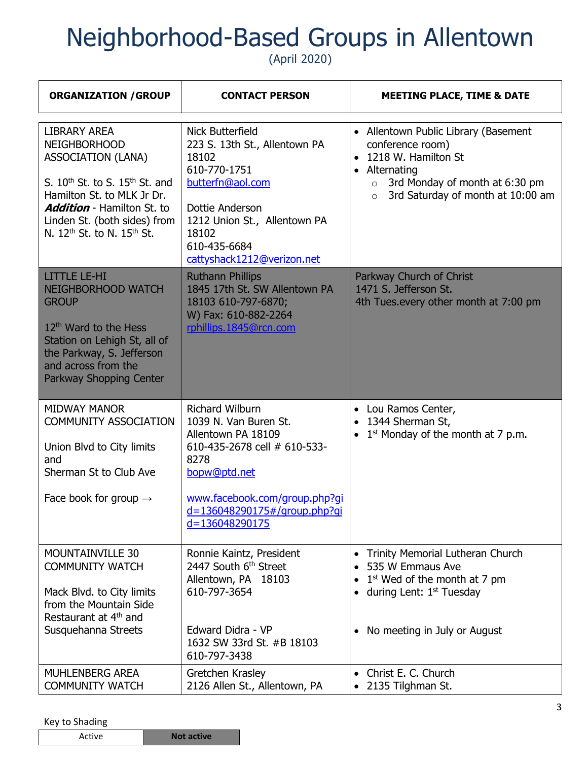# Neighborhood-Based Groups in Allentown

(April 2020)

| ORGANIZATION /GROUP | CONTACT PERSON | MEETING PLACE, TIME & DATE |
| --- | --- | --- |
| LIBRARY AREA NEIGHBORHOOD ASSOCIATION (LANA)<br><br>S. 10th St. to S. 15th St. and Hamilton St. to MLK Jr Dr. ***Addition*** - Hamilton St. to Linden St. (both sides) from N. 12th St. to N. 15th St. | Nick Butterfield<br>223 S. 13th St., Allentown PA 18102<br>610-770-1751<br>butterfn@aol.com<br><br>Dottie Anderson<br>1212 Union St., Allentown PA 18102<br>610-435-6684<br>cattyshack1212@verizon.net | • Allentown Public Library (Basement conference room)<br>• 1218 W. Hamilton St<br>• Alternating<br>  ○ 3rd Monday of month at 6:30 pm<br>  ○ 3rd Saturday of month at 10:00 am |
| LITTLE LE-HI NEIGHBORHOOD WATCH GROUP<br><br>12th Ward to the Hess Station on Lehigh St, all of the Parkway, S. Jefferson and across from the Parkway Shopping Center | Ruthann Phillips<br>1845 17th St. SW Allentown PA 18103 610-797-6870;<br>W) Fax: 610-882-2264<br>rphillips.1845@rcn.com | Parkway Church of Christ<br>1471 S. Jefferson St.<br>4th Tues.every other month at 7:00 pm |
| MIDWAY MANOR COMMUNITY ASSOCIATION<br><br>Union Blvd to City limits and<br>Sherman St to Club Ave<br><br>Face book for group → | Richard Wilburn<br>1039 N. Van Buren St.<br>Allentown PA 18109<br>610-435-2678 cell # 610-533-8278<br>bopw@ptd.net<br><br>www.facebook.com/group.php?gid=136048290175#/group.php?gid=136048290175 | • Lou Ramos Center,<br>• 1344 Sherman St,<br>• 1st Monday of the month at 7 p.m. |
| MOUNTAINVILLE 30 COMMUNITY WATCH<br><br>Mack Blvd. to City limits from the Mountain Side Restaurant at 4th and Susquehanna Streets | Ronnie Kaintz, President<br>2447 South 6th Street<br>Allentown, PA 18103<br>610-797-3654<br><br>Edward Didra - VP<br>1632 SW 33rd St. #B 18103<br>610-797-3438 | • Trinity Memorial Lutheran Church<br>• 535 W Emmaus Ave<br>• 1st Wed of the month at 7 pm<br>• during Lent: 1st Tuesday<br><br>• No meeting in July or August |
| MUHLENBERG AREA COMMUNITY WATCH | Gretchen Krasley<br>2126 Allen St., Allentown, PA | • Christ E. C. Church<br>• 2135 Tilghman St. |

Key to Shading

| Active | Not active |
| --- | --- |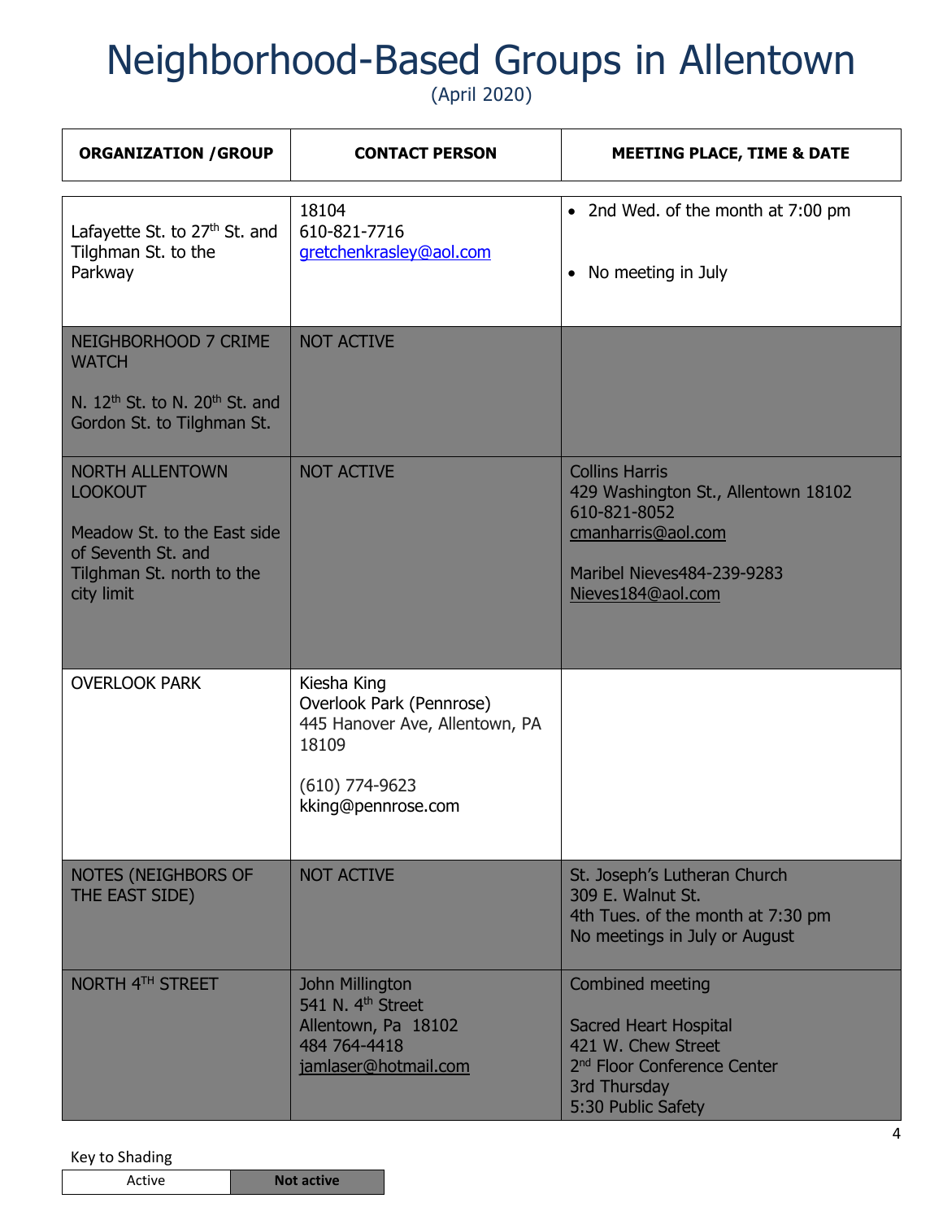# Neighborhood-Based Groups in Allentown

(April 2020)

| ORGANIZATION /GROUP | CONTACT PERSON | MEETING PLACE, TIME & DATE |
|---|---|---|
| Lafayette St. to 27th St. and Tilghman St. to the Parkway | 18104<br>610-821-7716<br>gretchenkrasley@aol.com | • 2nd Wed. of the month at 7:00 pm<br>• No meeting in July |
| NEIGHBORHOOD 7 CRIME WATCH<br>N. 12th St. to N. 20th St. and Gordon St. to Tilghman St. | NOT ACTIVE | |
| NORTH ALLENTOWN LOOKOUT<br>Meadow St. to the East side of Seventh St. and Tilghman St. north to the city limit | NOT ACTIVE | Collins Harris<br>429 Washington St., Allentown 18102<br>610-821-8052<br>cmanharris@aol.com<br>Maribel Nieves484-239-9283<br>Nieves184@aol.com |
| OVERLOOK PARK | Kiesha King<br>Overlook Park (Pennrose)<br>445 Hanover Ave, Allentown, PA 18109<br>(610) 774-9623<br>kking@pennrose.com | |
| NOTES (NEIGHBORS OF THE EAST SIDE) | NOT ACTIVE | St. Joseph's Lutheran Church<br>309 E. Walnut St.<br>4th Tues. of the month at 7:30 pm<br>No meetings in July or August |
| NORTH 4TH STREET | John Millington<br>541 N. 4th Street<br>Allentown, Pa 18102<br>484 764-4418<br>jamlaser@hotmail.com | Combined meeting<br>Sacred Heart Hospital<br>421 W. Chew Street<br>2nd Floor Conference Center<br>3rd Thursday<br>5:30 Public Safety |

Key to Shading

| Active | **Not active** |
|---|---|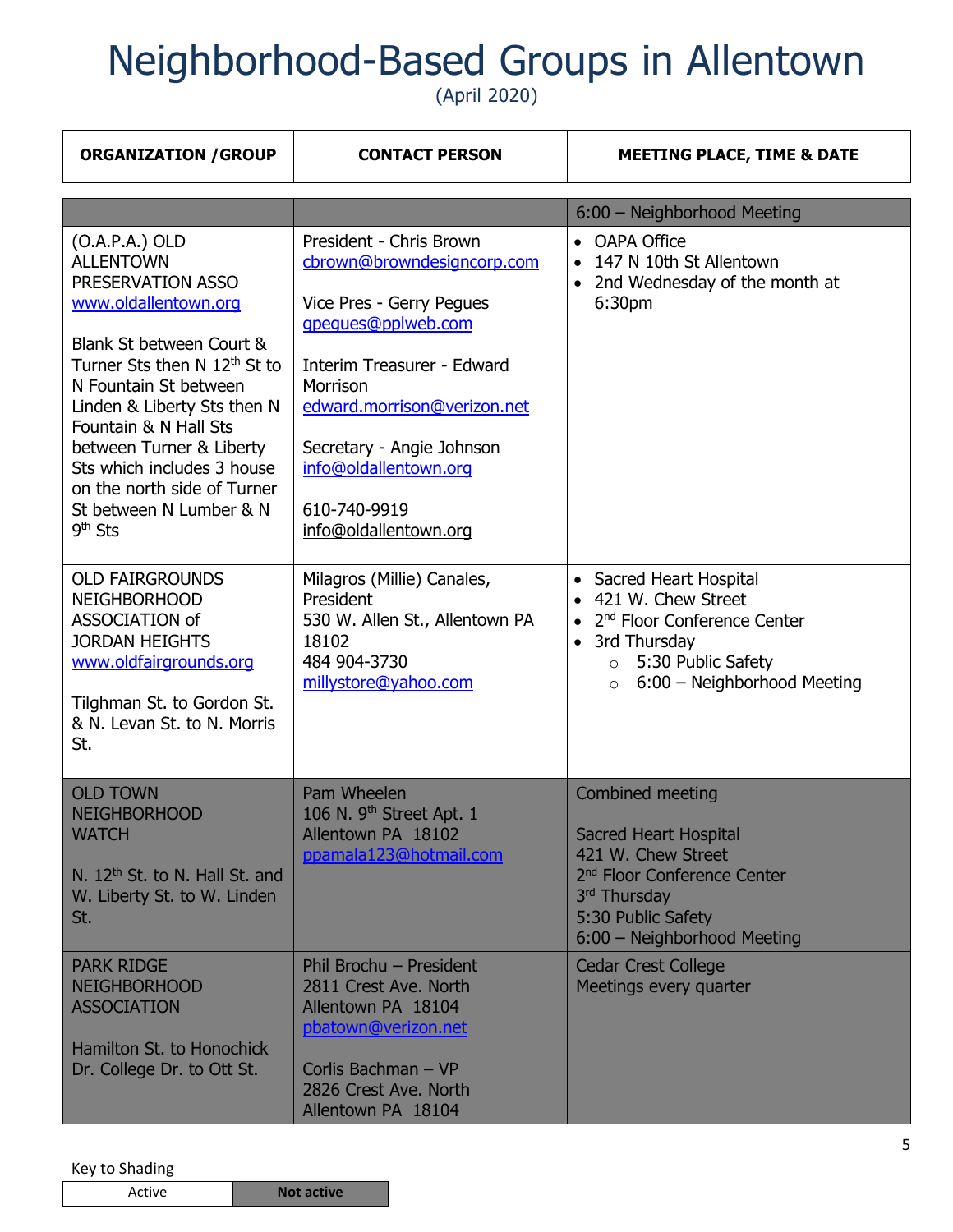# Neighborhood-Based Groups in Allentown

(April 2020)

| ORGANIZATION /GROUP | CONTACT PERSON | MEETING PLACE, TIME & DATE |
|---|---|---|
| | | 6:00 – Neighborhood Meeting |
| (O.A.P.A.) OLD ALLENTOWN PRESERVATION ASSO<br>www.oldallentown.org<br><br>Blank St between Court & Turner Sts then N 12th St to N Fountain St between Linden & Liberty Sts then N Fountain & N Hall Sts between Turner & Liberty Sts which includes 3 house on the north side of Turner St between N Lumber & N 9th Sts | President - Chris Brown<br>cbrown@browndesigncorp.com<br><br>Vice Pres - Gerry Pegues<br>gpegues@pplweb.com<br><br>Interim Treasurer - Edward Morrison<br>edward.morrison@verizon.net<br><br>Secretary - Angie Johnson<br>info@oldallentown.org<br><br>610-740-9919<br>info@oldallentown.org | • OAPA Office<br>• 147 N 10th St Allentown<br>• 2nd Wednesday of the month at 6:30pm |
| OLD FAIRGROUNDS NEIGHBORHOOD ASSOCIATION of JORDAN HEIGHTS<br>www.oldfairgrounds.org<br><br>Tilghman St. to Gordon St. & N. Levan St. to N. Morris St. | Milagros (Millie) Canales, President<br>530 W. Allen St., Allentown PA 18102<br>484 904-3730<br>millystore@yahoo.com | • Sacred Heart Hospital<br>• 421 W. Chew Street<br>• 2nd Floor Conference Center<br>• 3rd Thursday<br>  ◦ 5:30 Public Safety<br>  ◦ 6:00 – Neighborhood Meeting |
| OLD TOWN NEIGHBORHOOD WATCH<br><br>N. 12th St. to N. Hall St. and W. Liberty St. to W. Linden St. | Pam Wheelen<br>106 N. 9th Street Apt. 1<br>Allentown PA 18102<br>ppamala123@hotmail.com | Combined meeting<br><br>Sacred Heart Hospital<br>421 W. Chew Street<br>2nd Floor Conference Center<br>3rd Thursday<br>5:30 Public Safety<br>6:00 – Neighborhood Meeting |
| PARK RIDGE NEIGHBORHOOD ASSOCIATION<br><br>Hamilton St. to Honochick Dr. College Dr. to Ott St. | Phil Brochu – President<br>2811 Crest Ave. North<br>Allentown PA 18104<br>pbatown@verizon.net<br><br>Corlis Bachman – VP<br>2826 Crest Ave. North<br>Allentown PA 18104 | Cedar Crest College<br>Meetings every quarter |

Key to Shading

| Active | **Not active** |
|---|---|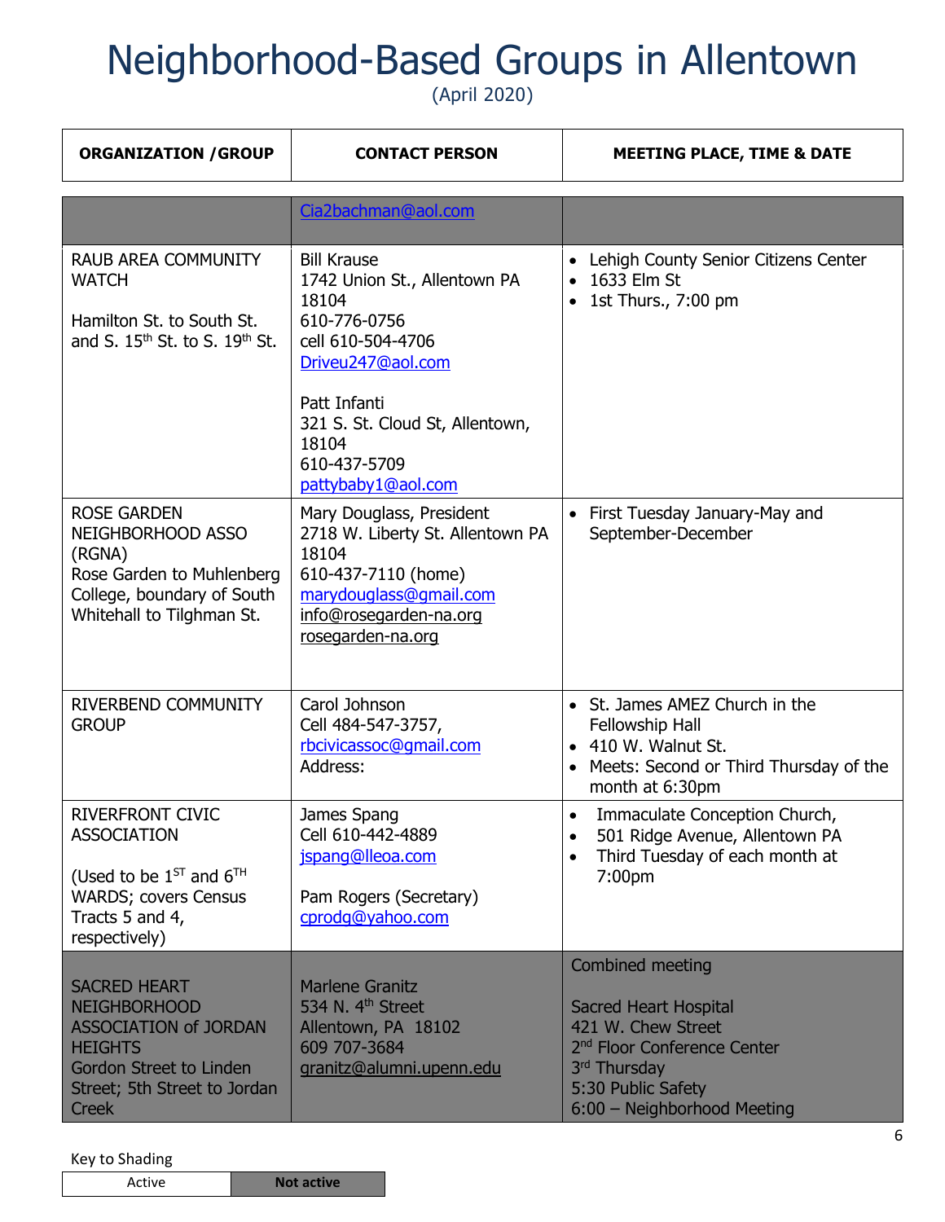# Neighborhood-Based Groups in Allentown

(April 2020)

| ORGANIZATION /GROUP | CONTACT PERSON | MEETING PLACE, TIME & DATE |
|---|---|---|
| | Cia2bachman@aol.com | |
| RAUB AREA COMMUNITY WATCH<br><br>Hamilton St. to South St. and S. 15th St. to S. 19th St. | Bill Krause<br>1742 Union St., Allentown PA 18104<br>610-776-0756<br>cell 610-504-4706<br>Driveu247@aol.com<br><br>Patt Infanti<br>321 S. St. Cloud St, Allentown, 18104<br>610-437-5709<br>pattybaby1@aol.com | • Lehigh County Senior Citizens Center<br>• 1633 Elm St<br>• 1st Thurs., 7:00 pm |
| ROSE GARDEN NEIGHBORHOOD ASSO (RGNA)<br>Rose Garden to Muhlenberg College, boundary of South Whitehall to Tilghman St. | Mary Douglass, President<br>2718 W. Liberty St. Allentown PA 18104<br>610-437-7110 (home)<br>marydouglass@gmail.com<br>info@rosegarden-na.org<br>rosegarden-na.org | • First Tuesday January-May and September-December |
| RIVERBEND COMMUNITY GROUP | Carol Johnson<br>Cell 484-547-3757,<br>rbcivicassoc@gmail.com<br>Address: | • St. James AMEZ Church in the Fellowship Hall<br>• 410 W. Walnut St.<br>• Meets: Second or Third Thursday of the month at 6:30pm |
| RIVERFRONT CIVIC ASSOCIATION<br><br>(Used to be 1ST and 6TH WARDS; covers Census Tracts 5 and 4, respectively) | James Spang<br>Cell 610-442-4889<br>jspang@lleoa.com<br><br>Pam Rogers (Secretary)<br>cprodg@yahoo.com | • Immaculate Conception Church,<br>• 501 Ridge Avenue, Allentown PA<br>• Third Tuesday of each month at 7:00pm |
| SACRED HEART NEIGHBORHOOD ASSOCIATION of JORDAN HEIGHTS<br>Gordon Street to Linden Street; 5th Street to Jordan Creek | Marlene Granitz<br>534 N. 4th Street<br>Allentown, PA 18102<br>609 707-3684<br>granitz@alumni.upenn.edu | Combined meeting<br><br>Sacred Heart Hospital<br>421 W. Chew Street<br>2nd Floor Conference Center<br>3rd Thursday<br>5:30 Public Safety<br>6:00 – Neighborhood Meeting |

Key to Shading

| Active | **Not active** |
|---|---|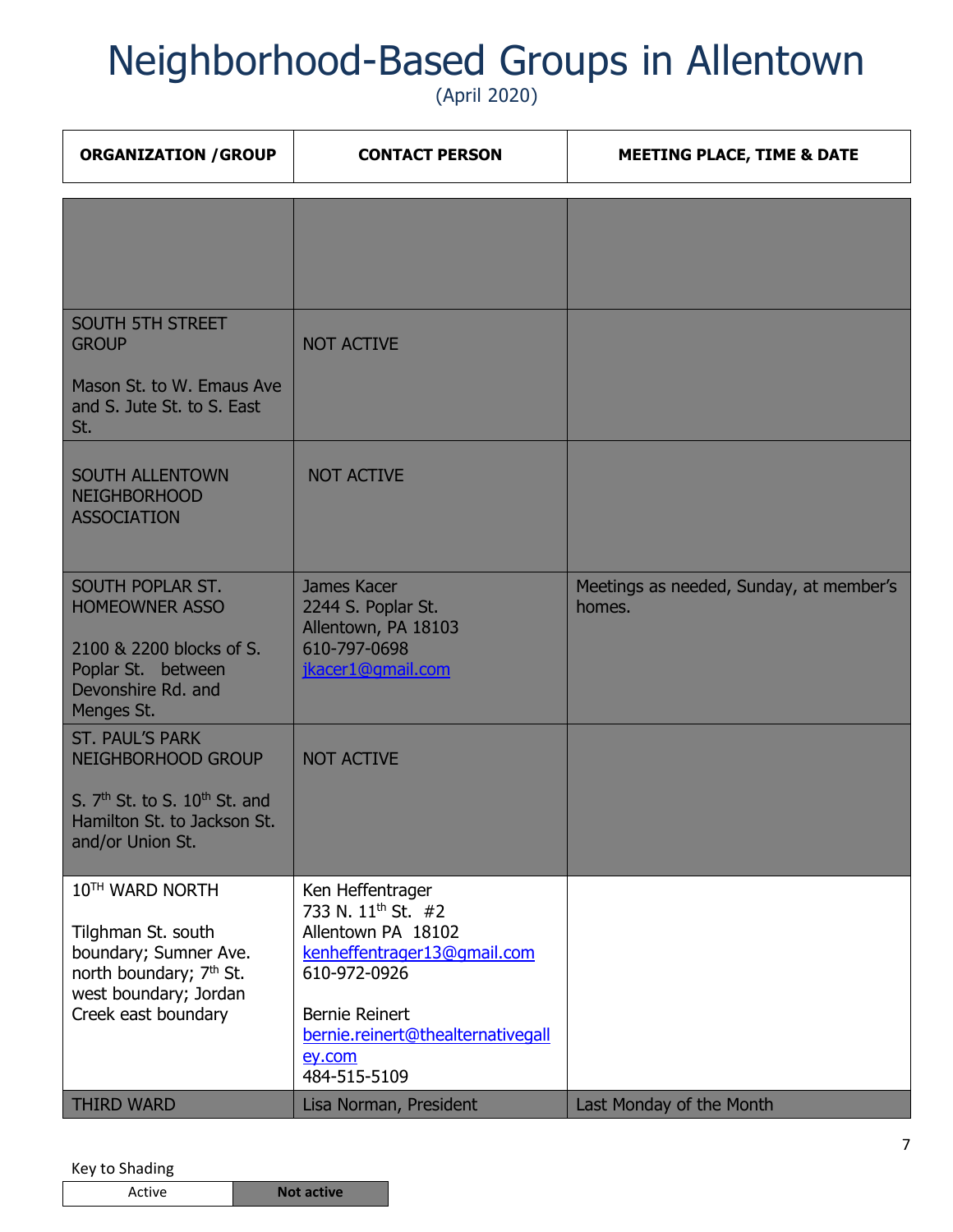# Neighborhood-Based Groups in Allentown

(April 2020)

| ORGANIZATION /GROUP | CONTACT PERSON | MEETING PLACE, TIME & DATE |
|---|---|---|
| | | |
| SOUTH 5TH STREET GROUP<br><br>Mason St. to W. Emaus Ave and S. Jute St. to S. East St. | NOT ACTIVE | |
| SOUTH ALLENTOWN NEIGHBORHOOD ASSOCIATION | NOT ACTIVE | |
| SOUTH POPLAR ST. HOMEOWNER ASSO<br><br>2100 & 2200 blocks of S. Poplar St. between Devonshire Rd. and Menges St. | James Kacer<br>2244 S. Poplar St.<br>Allentown, PA 18103<br>610-797-0698<br>jkacer1@gmail.com | Meetings as needed, Sunday, at member's homes. |
| ST. PAUL'S PARK NEIGHBORHOOD GROUP<br><br>S. 7th St. to S. 10th St. and Hamilton St. to Jackson St. and/or Union St. | NOT ACTIVE | |
| 10TH WARD NORTH<br><br>Tilghman St. south boundary; Sumner Ave. north boundary; 7th St. west boundary; Jordan Creek east boundary | Ken Heffentrager<br>733 N. 11th St. #2<br>Allentown PA 18102<br>kenheffentrager13@gmail.com<br>610-972-0926<br><br>Bernie Reinert<br>bernie.reinert@thealternativegalley.com<br>484-515-5109 | |
| THIRD WARD | Lisa Norman, President | Last Monday of the Month |

Key to Shading

| Active | Not active |
|---|---|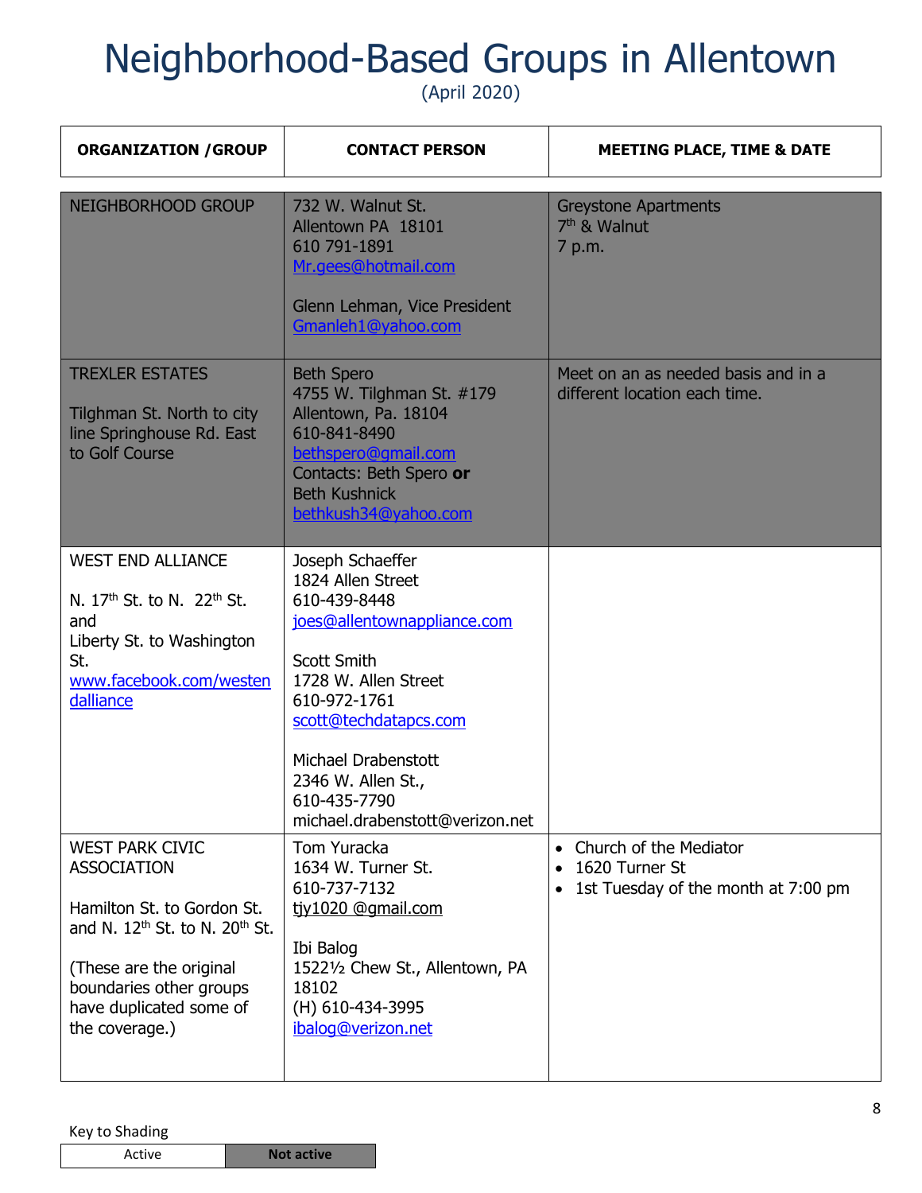# Neighborhood-Based Groups in Allentown

(April 2020)

| ORGANIZATION /GROUP | CONTACT PERSON | MEETING PLACE, TIME & DATE |
|---|---|---|
| NEIGHBORHOOD GROUP | 732 W. Walnut St.<br>Allentown PA 18101<br>610 791-1891<br>Mr.gees@hotmail.com<br><br>Glenn Lehman, Vice President<br>Gmanleh1@yahoo.com | Greystone Apartments<br>7th & Walnut<br>7 p.m. |
| TREXLER ESTATES<br><br>Tilghman St. North to city line Springhouse Rd. East to Golf Course | Beth Spero<br>4755 W. Tilghman St. #179<br>Allentown, Pa. 18104<br>610-841-8490<br>bethspero@gmail.com<br>Contacts: Beth Spero **or** Beth Kushnick<br>bethkush34@yahoo.com | Meet on an as needed basis and in a different location each time. |
| WEST END ALLIANCE<br><br>N. 17th St. to N. 22th St. and<br>Liberty St. to Washington St.<br>www.facebook.com/westendalliance | Joseph Schaeffer<br>1824 Allen Street<br>610-439-8448<br>joes@allentownappliance.com<br><br>Scott Smith<br>1728 W. Allen Street<br>610-972-1761<br>scott@techdatapcs.com<br><br>Michael Drabenstott<br>2346 W. Allen St.,<br>610-435-7790<br>michael.drabenstott@verizon.net | |
| WEST PARK CIVIC ASSOCIATION<br><br>Hamilton St. to Gordon St. and N. 12th St. to N. 20th St.<br><br>(These are the original boundaries other groups have duplicated some of the coverage.) | Tom Yuracka<br>1634 W. Turner St.<br>610-737-7132<br>tjy1020 @gmail.com<br><br>Ibi Balog<br>1522½ Chew St., Allentown, PA 18102<br>(H) 610-434-3995<br>ibalog@verizon.net | • Church of the Mediator<br>• 1620 Turner St<br>• 1st Tuesday of the month at 7:00 pm |

Key to Shading

| Active | Not active |
|---|---|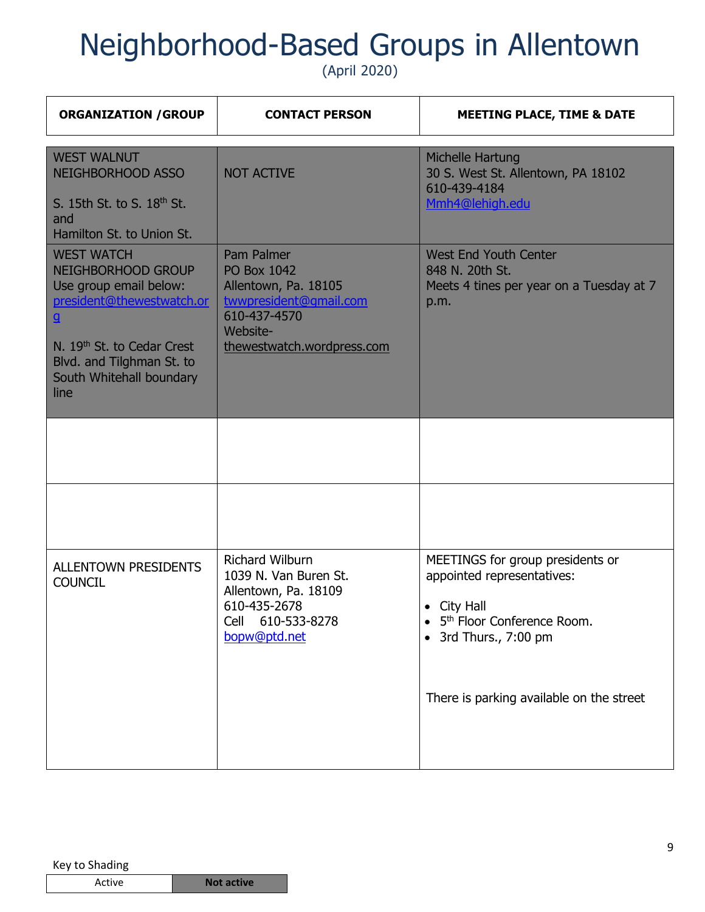# Neighborhood-Based Groups in Allentown

(April 2020)

| ORGANIZATION /GROUP | CONTACT PERSON | MEETING PLACE, TIME & DATE |
|---|---|---|
| WEST WALNUT NEIGHBORHOOD ASSO<br><br>S. 15th St. to S. 18th St. and<br>Hamilton St. to Union St. | NOT ACTIVE | Michelle Hartung<br>30 S. West St. Allentown, PA 18102<br>610-439-4184<br>Mmh4@lehigh.edu |
| WEST WATCH NEIGHBORHOOD GROUP<br>Use group email below:<br>president@thewestwatch.org<br><br>N. 19th St. to Cedar Crest Blvd. and Tilghman St. to South Whitehall boundary line | Pam Palmer<br>PO Box 1042<br>Allentown, Pa. 18105<br>twwpresident@gmail.com<br>610-437-4570<br>Website-<br>thewestwatch.wordpress.com | West End Youth Center<br>848 N. 20th St.<br>Meets 4 tines per year on a Tuesday at 7 p.m. |
| | | |
| | | |
| ALLENTOWN PRESIDENTS COUNCIL | Richard Wilburn<br>1039 N. Van Buren St.<br>Allentown, Pa. 18109<br>610-435-2678<br>Cell 610-533-8278<br>bopw@ptd.net | MEETINGS for group presidents or appointed representatives:<br><br>• City Hall<br>• 5th Floor Conference Room.<br>• 3rd Thurs., 7:00 pm<br><br>There is parking available on the street |

Key to Shading

| Active | **Not active** |
|---|---|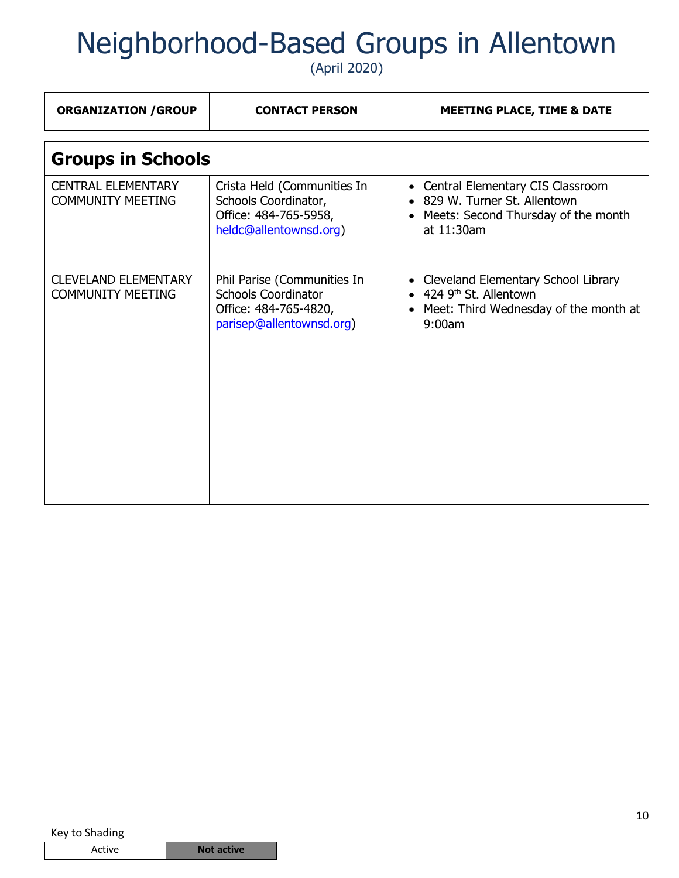# Neighborhood-Based Groups in Allentown

(April 2020)

| ORGANIZATION /GROUP | CONTACT PERSON | MEETING PLACE, TIME & DATE |
|---|---|---|
| **Groups in Schools** | | |
| CENTRAL ELEMENTARY COMMUNITY MEETING | Crista Held (Communities In Schools Coordinator, Office: 484-765-5958, heldc@allentownsd.org) | • Central Elementary CIS Classroom<br>• 829 W. Turner St. Allentown<br>• Meets: Second Thursday of the month at 11:30am |
| CLEVELAND ELEMENTARY COMMUNITY MEETING | Phil Parise (Communities In Schools Coordinator Office: 484-765-4820, parisep@allentownsd.org) | • Cleveland Elementary School Library<br>• 424 9th St. Allentown<br>• Meet: Third Wednesday of the month at 9:00am |
| | | |
| | | |

Key to Shading

| Active | Not active |
|---|---|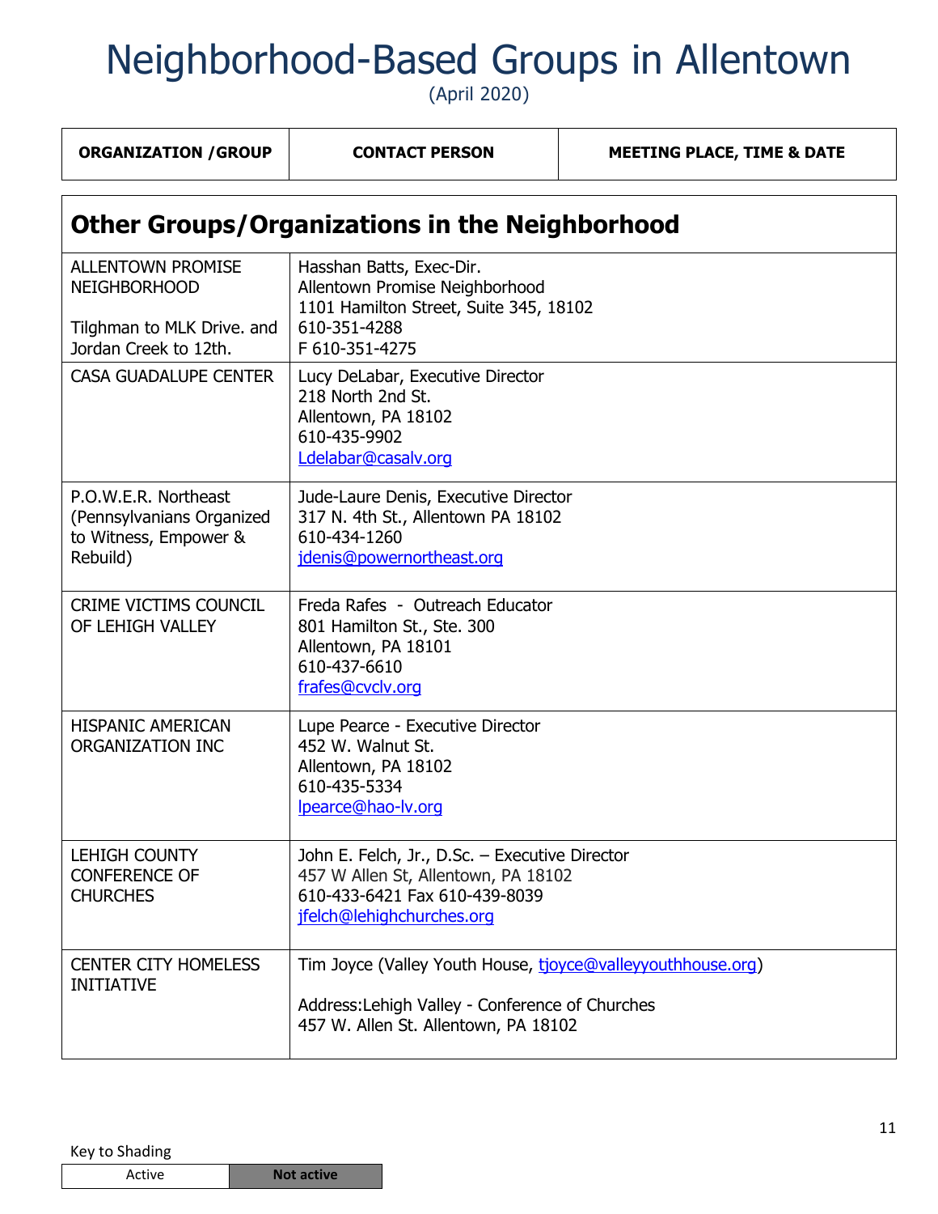# Neighborhood-Based Groups in Allentown

(April 2020)

| ORGANIZATION /GROUP | CONTACT PERSON | MEETING PLACE, TIME & DATE |
|---|---|---|

## Other Groups/Organizations in the Neighborhood

| ORGANIZATION /GROUP | CONTACT PERSON |
|---|---|
| ALLENTOWN PROMISE NEIGHBORHOOD<br><br>Tilghman to MLK Drive. and Jordan Creek to 12th. | Hasshan Batts, Exec-Dir.<br>Allentown Promise Neighborhood<br>1101 Hamilton Street, Suite 345, 18102<br>610-351-4288<br>F 610-351-4275 |
| CASA GUADALUPE CENTER | Lucy DeLabar, Executive Director<br>218 North 2nd St.<br>Allentown, PA 18102<br>610-435-9902<br>Ldelabar@casalv.org |
| P.O.W.E.R. Northeast (Pennsylvanians Organized to Witness, Empower & Rebuild) | Jude-Laure Denis, Executive Director<br>317 N. 4th St., Allentown PA 18102<br>610-434-1260<br>jdenis@powernortheast.org |
| CRIME VICTIMS COUNCIL OF LEHIGH VALLEY | Freda Rafes - Outreach Educator<br>801 Hamilton St., Ste. 300<br>Allentown, PA 18101<br>610-437-6610<br>frafes@cvclv.org |
| HISPANIC AMERICAN ORGANIZATION INC | Lupe Pearce - Executive Director<br>452 W. Walnut St.<br>Allentown, PA 18102<br>610-435-5334<br>lpearce@hao-lv.org |
| LEHIGH COUNTY CONFERENCE OF CHURCHES | John E. Felch, Jr., D.Sc. – Executive Director<br>457 W Allen St, Allentown, PA 18102<br>610-433-6421 Fax 610-439-8039<br>jfelch@lehighchurches.org |
| CENTER CITY HOMELESS INITIATIVE | Tim Joyce (Valley Youth House, tjoyce@valleyyouthhouse.org)<br><br>Address:Lehigh Valley - Conference of Churches<br>457 W. Allen St. Allentown, PA 18102 |

Key to Shading

| Active | Not active |
|---|---|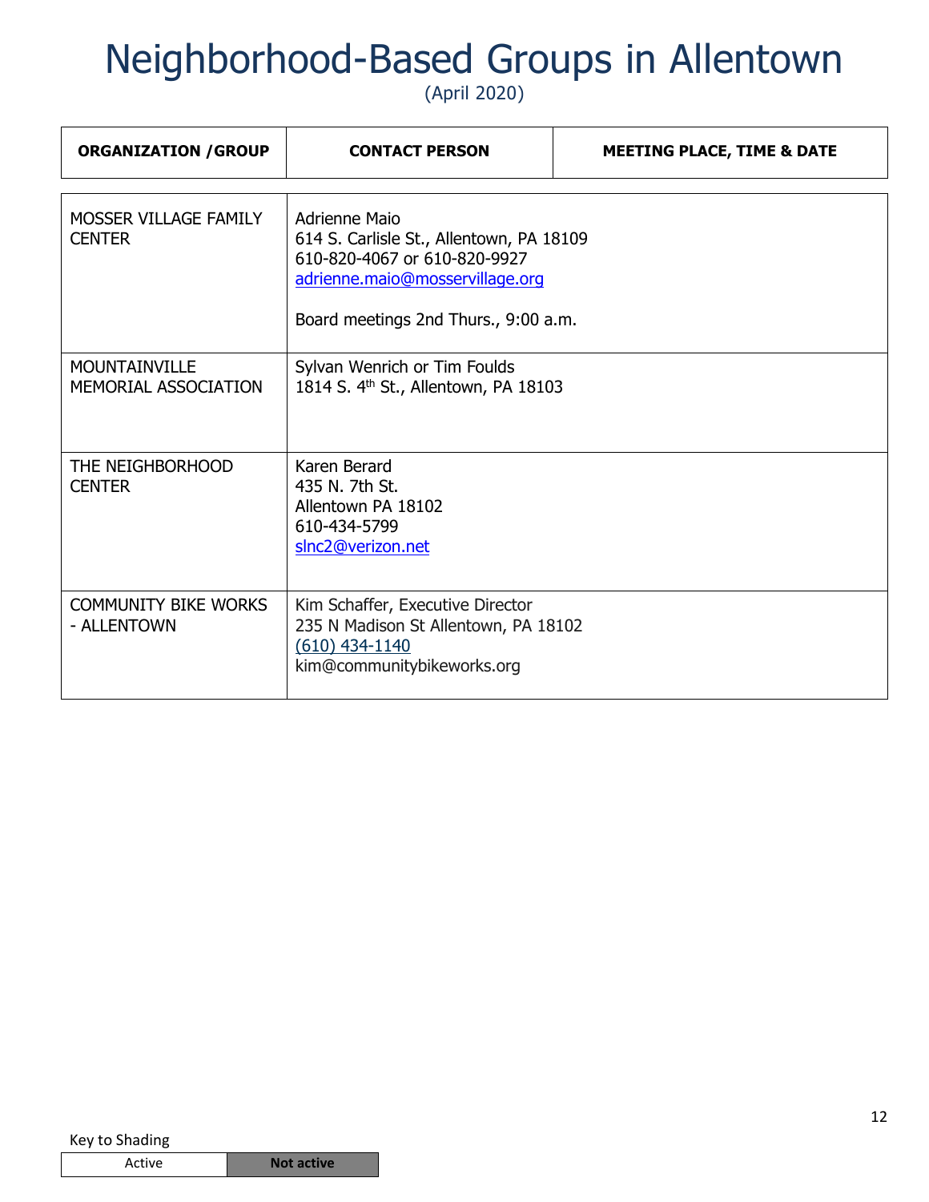# Neighborhood-Based Groups in Allentown

(April 2020)

| ORGANIZATION /GROUP | CONTACT PERSON | MEETING PLACE, TIME & DATE |
|---|---|---|
| MOSSER VILLAGE FAMILY CENTER | Adrienne Maio<br>614 S. Carlisle St., Allentown, PA 18109<br>610-820-4067 or 610-820-9927<br>adrienne.maio@mosservillage.org<br><br>Board meetings 2nd Thurs., 9:00 a.m. | |
| MOUNTAINVILLE MEMORIAL ASSOCIATION | Sylvan Wenrich or Tim Foulds<br>1814 S. 4th St., Allentown, PA 18103 | |
| THE NEIGHBORHOOD CENTER | Karen Berard<br>435 N. 7th St.<br>Allentown PA 18102<br>610-434-5799<br>slnc2@verizon.net | |
| COMMUNITY BIKE WORKS - ALLENTOWN | Kim Schaffer, Executive Director<br>235 N Madison St Allentown, PA 18102<br>(610) 434-1140<br>kim@communitybikeworks.org | |

Key to Shading

| Active | Not active |
|---|---|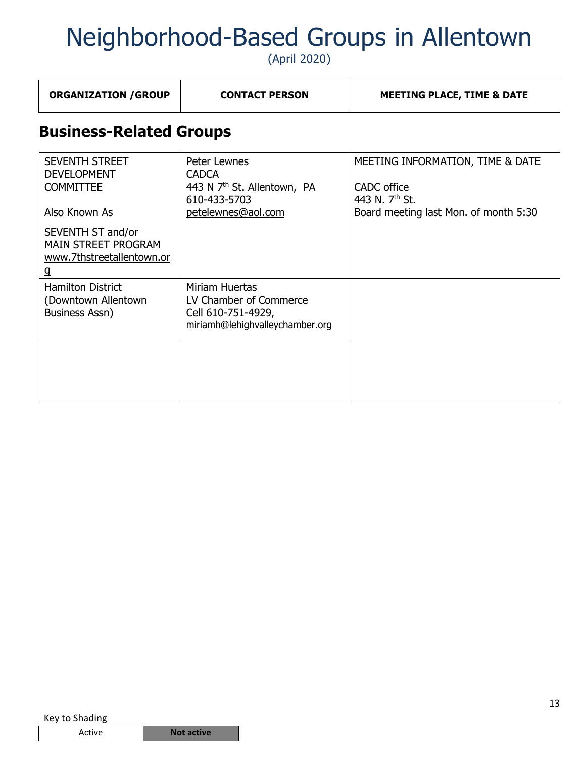# Neighborhood-Based Groups in Allentown

(April 2020)

| ORGANIZATION /GROUP | CONTACT PERSON | MEETING PLACE, TIME & DATE |
|---|---|---|

## Business-Related Groups

| | | |
|---|---|---|
| SEVENTH STREET DEVELOPMENT COMMITTEE<br><br>Also Known As<br><br>SEVENTH ST and/or MAIN STREET PROGRAM<br>www.7thstreetallentown.org | Peter Lewnes<br>CADCA<br>443 N 7th St. Allentown, PA<br>610-433-5703<br>petelewnes@aol.com | MEETING INFORMATION, TIME & DATE<br><br>CADC office<br>443 N. 7th St.<br>Board meeting last Mon. of month 5:30 |
| Hamilton District (Downtown Allentown Business Assn) | Miriam Huertas<br>LV Chamber of Commerce<br>Cell 610-751-4929,<br>miriamh@lehighvalleychamber.org | |
| | | |

Key to Shading

| Active | Not active |
|---|---|